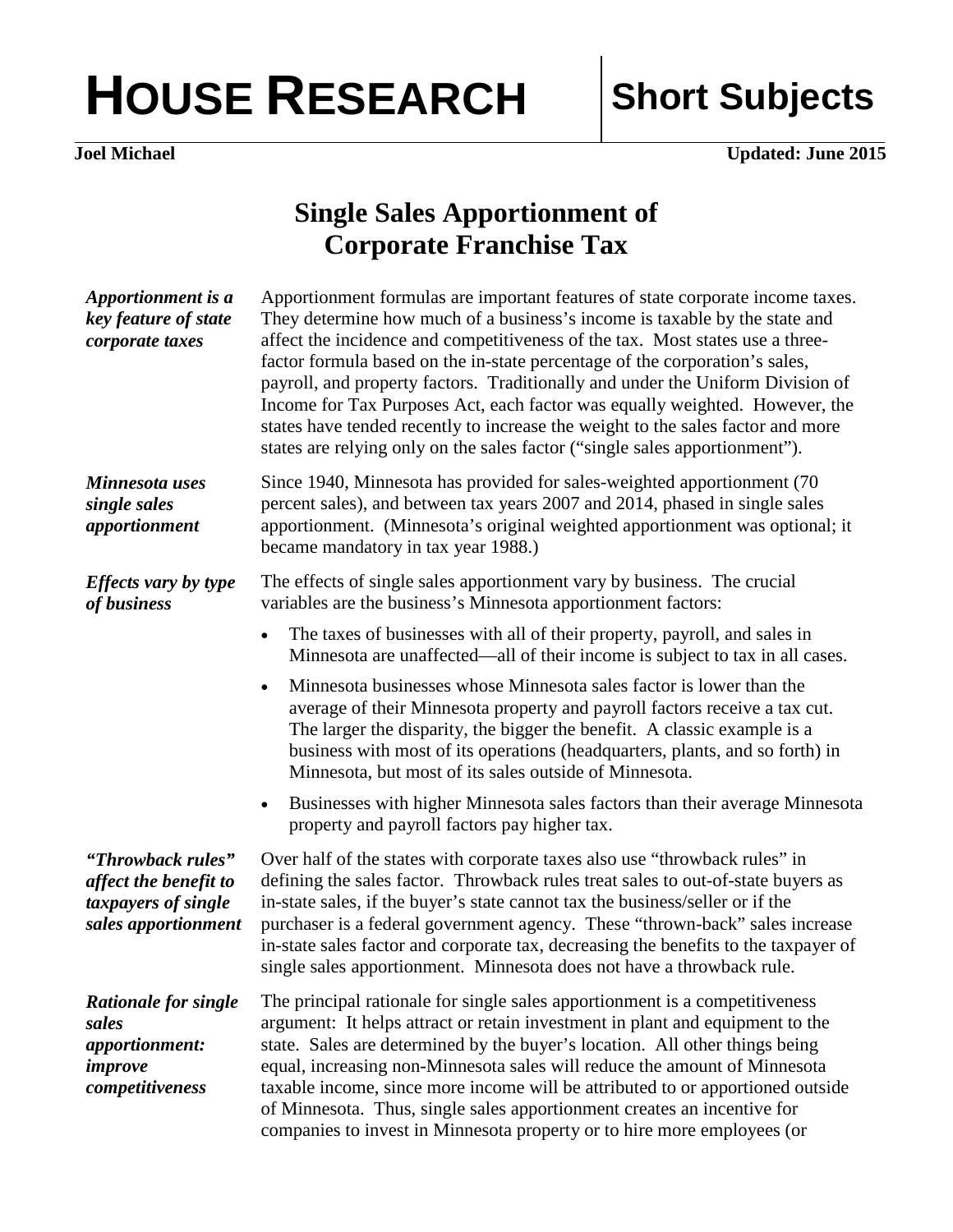# HOUSE RESEARCH | Short Subjects

**Joel Michael** **Updated: June 2015**

## Single Sales Apportionment of Corporate Franchise Tax

***Apportionment is a key feature of state corporate taxes***

Apportionment formulas are important features of state corporate income taxes. They determine how much of a business's income is taxable by the state and affect the incidence and competitiveness of the tax. Most states use a three-factor formula based on the in-state percentage of the corporation's sales, payroll, and property factors. Traditionally and under the Uniform Division of Income for Tax Purposes Act, each factor was equally weighted. However, the states have tended recently to increase the weight to the sales factor and more states are relying only on the sales factor ("single sales apportionment").

***Minnesota uses single sales apportionment***

Since 1940, Minnesota has provided for sales-weighted apportionment (70 percent sales), and between tax years 2007 and 2014, phased in single sales apportionment. (Minnesota's original weighted apportionment was optional; it became mandatory in tax year 1988.)

***Effects vary by type of business***

The effects of single sales apportionment vary by business. The crucial variables are the business's Minnesota apportionment factors:

- The taxes of businesses with all of their property, payroll, and sales in Minnesota are unaffected—all of their income is subject to tax in all cases.
- Minnesota businesses whose Minnesota sales factor is lower than the average of their Minnesota property and payroll factors receive a tax cut. The larger the disparity, the bigger the benefit. A classic example is a business with most of its operations (headquarters, plants, and so forth) in Minnesota, but most of its sales outside of Minnesota.
- Businesses with higher Minnesota sales factors than their average Minnesota property and payroll factors pay higher tax.

***"Throwback rules" affect the benefit to taxpayers of single sales apportionment***

Over half of the states with corporate taxes also use "throwback rules" in defining the sales factor. Throwback rules treat sales to out-of-state buyers as in-state sales, if the buyer's state cannot tax the business/seller or if the purchaser is a federal government agency. These "thrown-back" sales increase in-state sales factor and corporate tax, decreasing the benefits to the taxpayer of single sales apportionment. Minnesota does not have a throwback rule.

***Rationale for single sales apportionment: improve competitiveness***

The principal rationale for single sales apportionment is a competitiveness argument: It helps attract or retain investment in plant and equipment to the state. Sales are determined by the buyer's location. All other things being equal, increasing non-Minnesota sales will reduce the amount of Minnesota taxable income, since more income will be attributed to or apportioned outside of Minnesota. Thus, single sales apportionment creates an incentive for companies to invest in Minnesota property or to hire more employees (or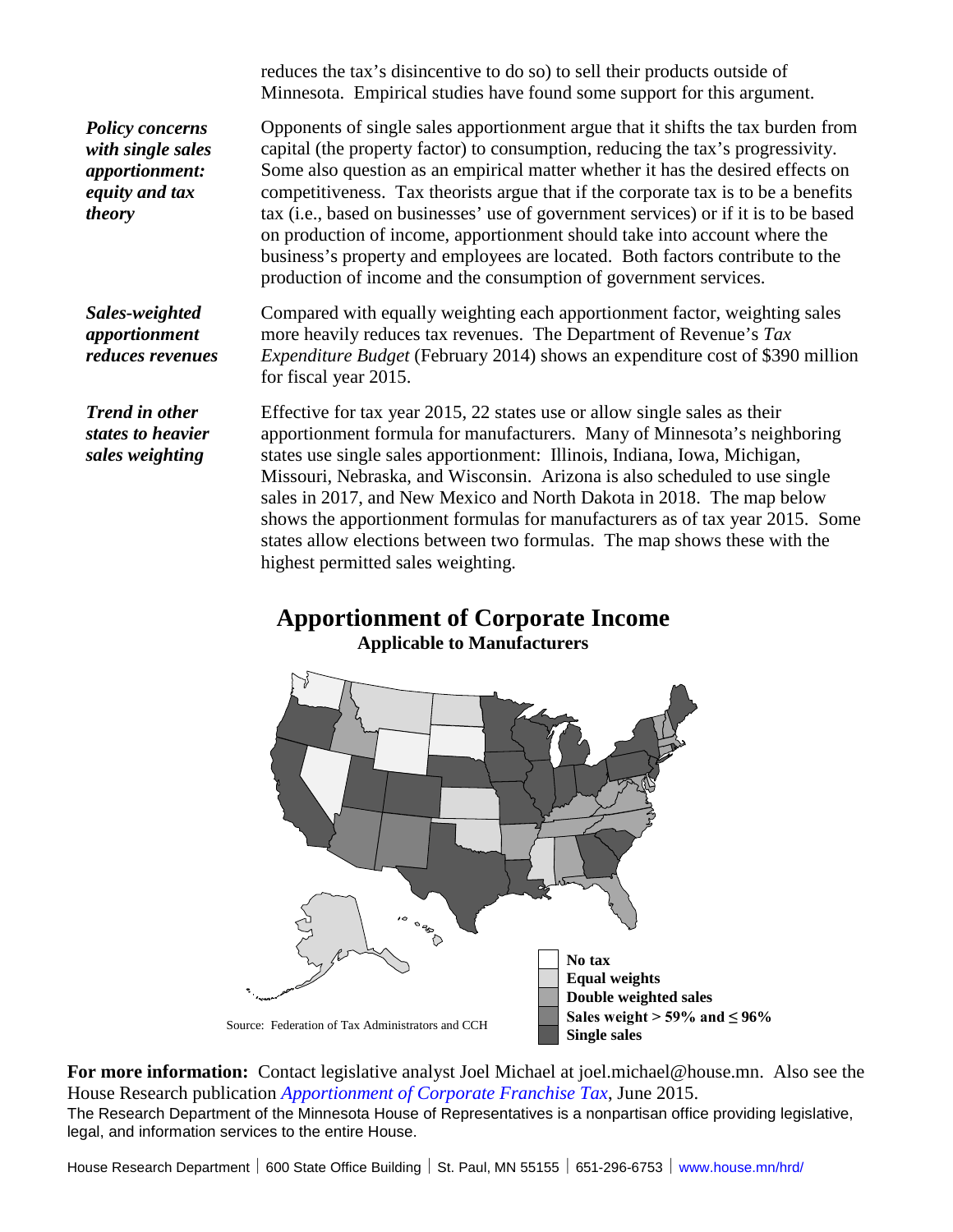reduces the tax's disincentive to do so) to sell their products outside of Minnesota. Empirical studies have found some support for this argument.

***Policy concerns with single sales apportionment: equity and tax theory***

Opponents of single sales apportionment argue that it shifts the tax burden from capital (the property factor) to consumption, reducing the tax's progressivity. Some also question as an empirical matter whether it has the desired effects on competitiveness. Tax theorists argue that if the corporate tax is to be a benefits tax (i.e., based on businesses' use of government services) or if it is to be based on production of income, apportionment should take into account where the business's property and employees are located. Both factors contribute to the production of income and the consumption of government services.

***Sales-weighted apportionment reduces revenues***

Compared with equally weighting each apportionment factor, weighting sales more heavily reduces tax revenues. The Department of Revenue's *Tax Expenditure Budget* (February 2014) shows an expenditure cost of $390 million for fiscal year 2015.

***Trend in other states to heavier sales weighting***

Effective for tax year 2015, 22 states use or allow single sales as their apportionment formula for manufacturers. Many of Minnesota's neighboring states use single sales apportionment: Illinois, Indiana, Iowa, Michigan, Missouri, Nebraska, and Wisconsin. Arizona is also scheduled to use single sales in 2017, and New Mexico and North Dakota in 2018. The map below shows the apportionment formulas for manufacturers as of tax year 2015. Some states allow elections between two formulas. The map shows these with the highest permitted sales weighting.

## Apportionment of Corporate Income

**Applicable to Manufacturers**

No tax
Equal weights
Double weighted sales
Sales weight > 59% and ≤ 96%
Single sales

Source: Federation of Tax Administrators and CCH

**For more information:** Contact legislative analyst Joel Michael at joel.michael@house.mn. Also see the House Research publication *Apportionment of Corporate Franchise Tax*, June 2015.

The Research Department of the Minnesota House of Representatives is a nonpartisan office providing legislative, legal, and information services to the entire House.

House Research Department | 600 State Office Building | St. Paul, MN 55155 | 651-296-6753 | www.house.mn/hrd/